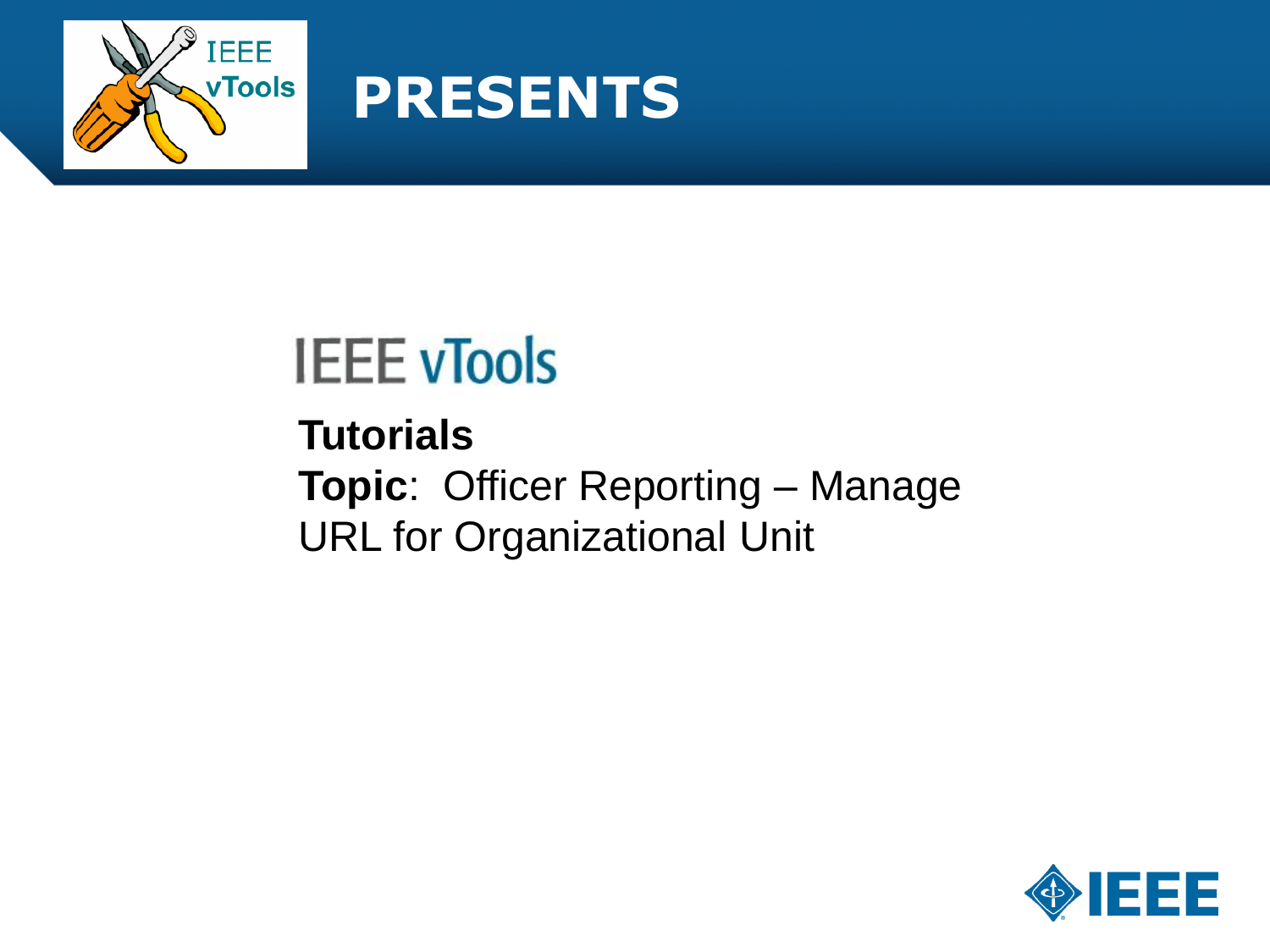# PRESENTS

## IEEE vTools

**Tutorials**

**Topic**: Officer Reporting – Manage URL for Organizational Unit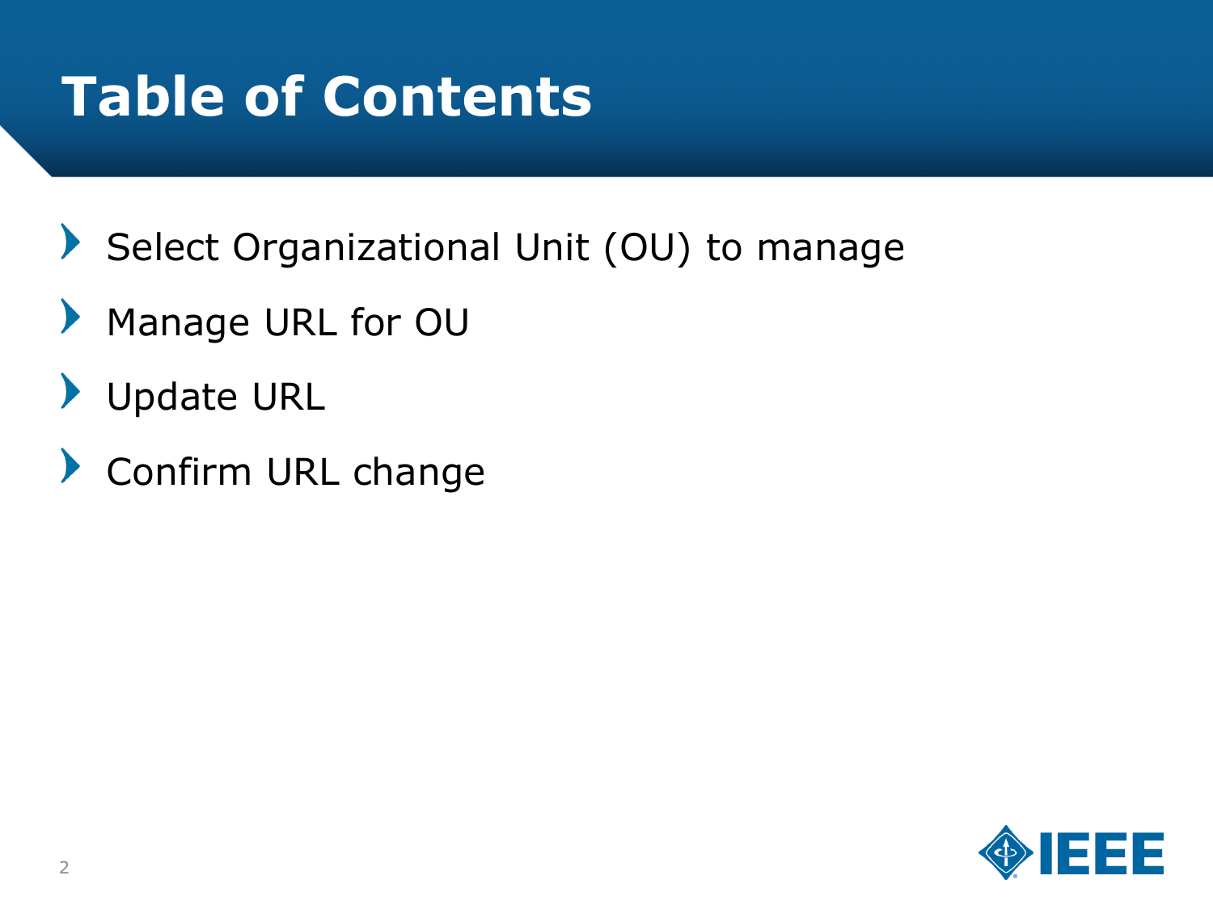# Table of Contents

- Select Organizational Unit (OU) to manage
- Manage URL for OU
- Update URL
- Confirm URL change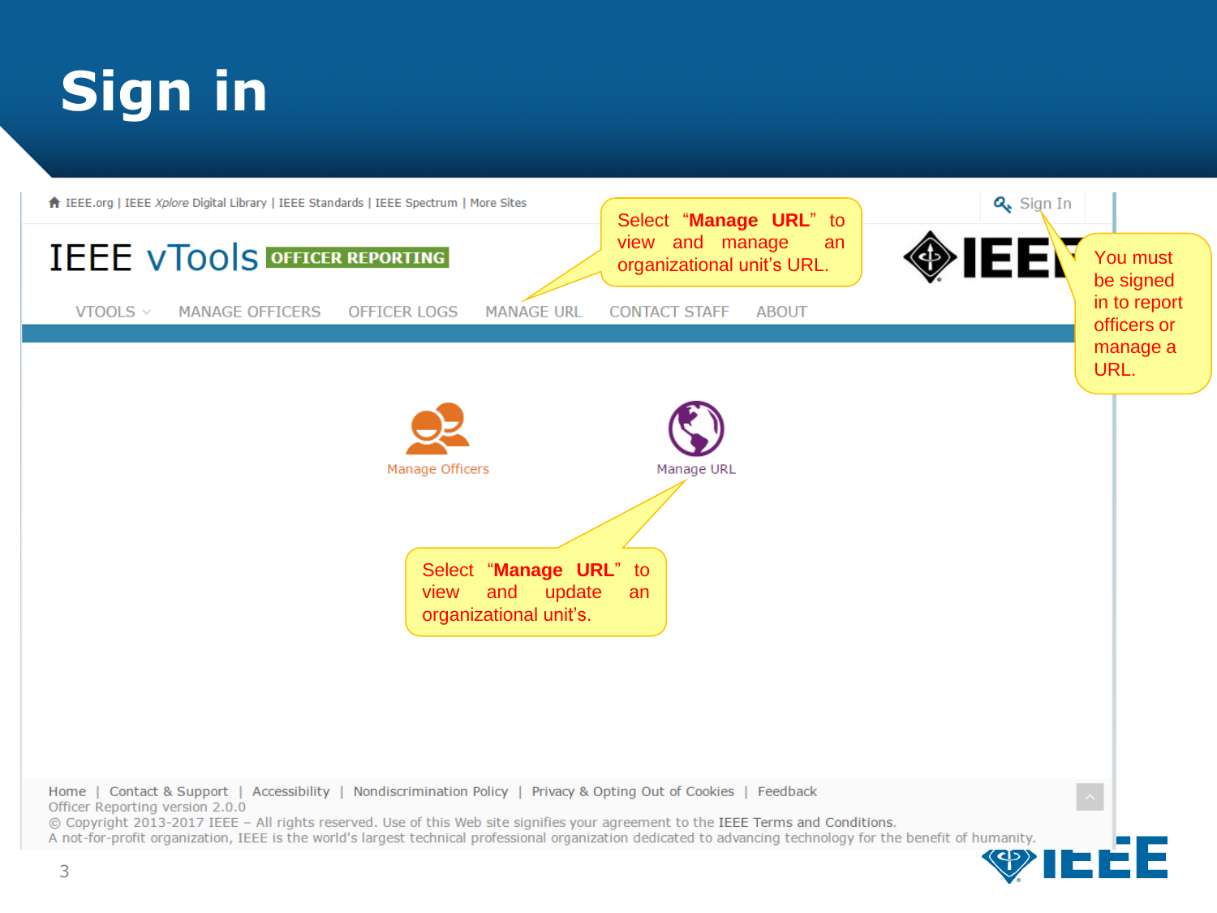# Sign in

IEEE.org | IEEE *Xplore* Digital Library | IEEE Standards | IEEE Spectrum | More Sites

Sign In

IEEE vTools OFFICER REPORTING

VTOOLS | MANAGE OFFICERS | OFFICER LOGS | MANAGE URL | CONTACT STAFF | ABOUT

Select "**Manage URL**" to view and manage an organizational unit's URL.

You must be signed in to report officers or manage a URL.

Manage Officers

Manage URL

Select "**Manage URL**" to view and update an organizational unit's.

Home | Contact & Support | Accessibility | Nondiscrimination Policy | Privacy & Opting Out of Cookies | Feedback

Officer Reporting version 2.0.0

© Copyright 2013-2017 IEEE – All rights reserved. Use of this Web site signifies your agreement to the IEEE Terms and Conditions.

A not-for-profit organization, IEEE is the world's largest technical professional organization dedicated to advancing technology for the benefit of humanity.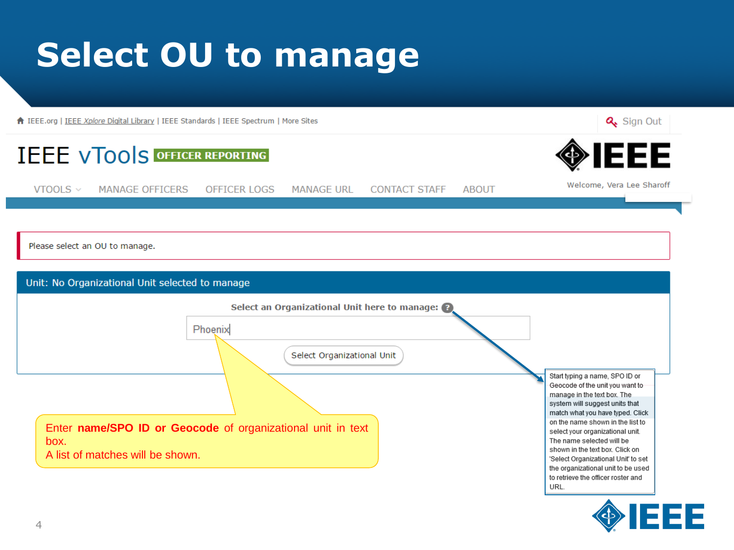# Select OU to manage

IEEE.org | IEEE *Xplore* Digital Library | IEEE Standards | IEEE Spectrum | More Sites

Sign Out

IEEE vTools OFFICER REPORTING

VTOOLS  MANAGE OFFICERS  OFFICER LOGS  MANAGE URL  CONTACT STAFF  ABOUT

Welcome, Vera Lee Sharoff

Please select an OU to manage.

Unit: No Organizational Unit selected to manage

**Select an Organizational Unit here to manage:**

Phoenix

Select Organizational Unit

Enter **name/SPO ID or Geocode** of organizational unit in text box.
A list of matches will be shown.

Start typing a name, SPO ID or Geocode of the unit you want to manage in the text box. The system will suggest units that match what you have typed. Click on the name shown in the list to select your organizational unit. The name selected will be shown in the text box. Click on 'Select Organizational Unit' to set the organizational unit to be used to retrieve the officer roster and URL.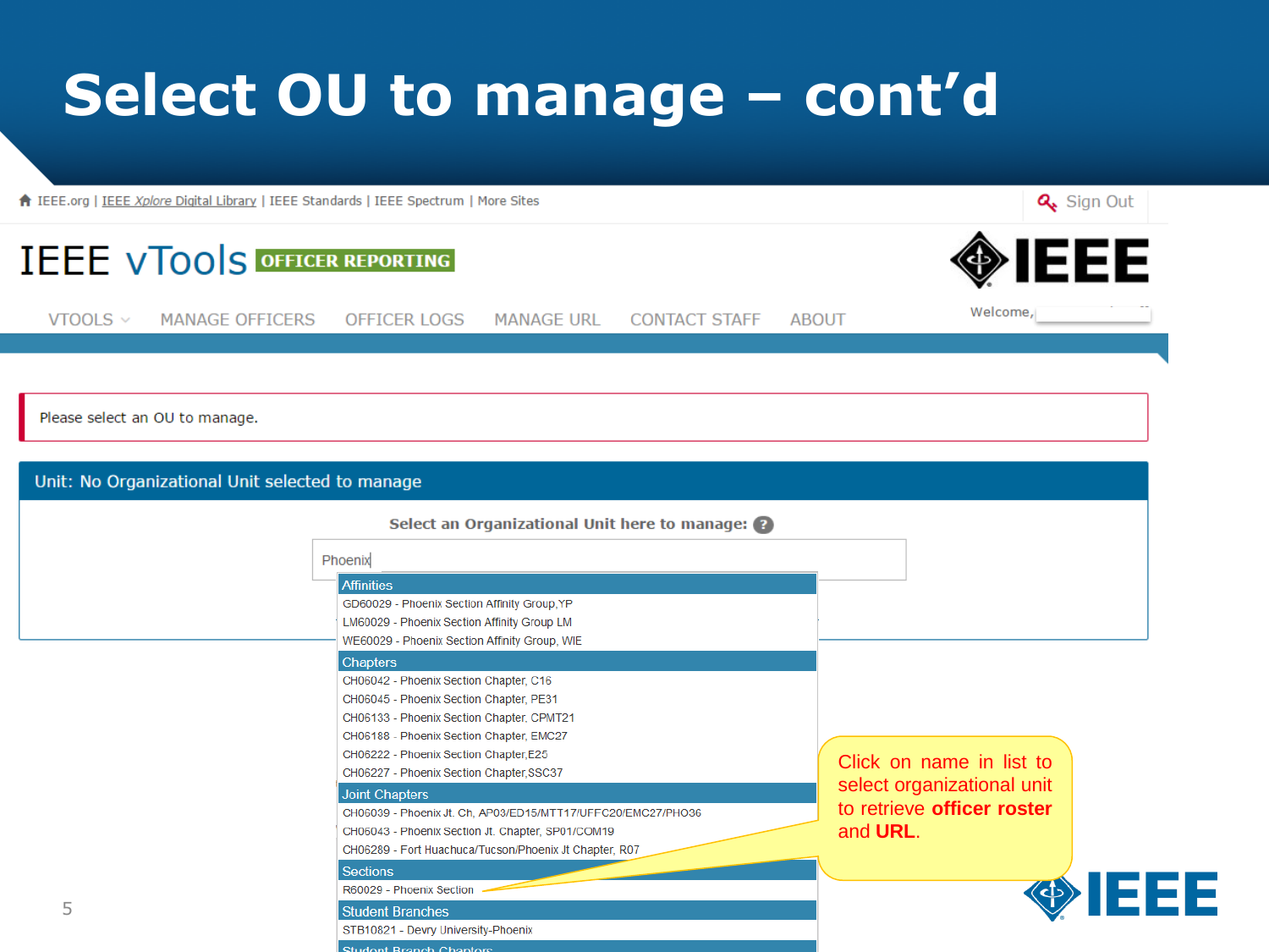# Select OU to manage – cont'd

IEEE.org | IEEE Xplore Digital Library | IEEE Standards | IEEE Spectrum | More Sites

Sign Out

IEEE vTools OFFICER REPORTING

IEEE

VTOOLS | MANAGE OFFICERS | OFFICER LOGS | MANAGE URL | CONTACT STAFF | ABOUT

Welcome,

Please select an OU to manage.

**Unit: No Organizational Unit selected to manage**

**Select an Organizational Unit here to manage:**

Phoenix

**Affinities**
- GD60029 - Phoenix Section Affinity Group,YP
- LM60029 - Phoenix Section Affinity Group LM
- WE60029 - Phoenix Section Affinity Group, WIE

**Chapters**
- CH06042 - Phoenix Section Chapter, C16
- CH06045 - Phoenix Section Chapter, PE31
- CH06133 - Phoenix Section Chapter, CPMT21
- CH06188 - Phoenix Section Chapter, EMC27
- CH06222 - Phoenix Section Chapter,E25
- CH06227 - Phoenix Section Chapter,SSC37

**Joint Chapters**
- CH06039 - Phoenix Jt. Ch, AP03/ED15/MTT17/UFFC20/EMC27/PHO36
- CH06043 - Phoenix Section Jt. Chapter, SP01/COM19
- CH06289 - Fort Huachuca/Tucson/Phoenix Jt Chapter, R07

**Sections**
- R60029 - Phoenix Section

**Student Branches**
- STB10821 - Devry University-Phoenix

Student Branch Chapters

Click on name in list to select organizational unit to retrieve **officer roster** and **URL**.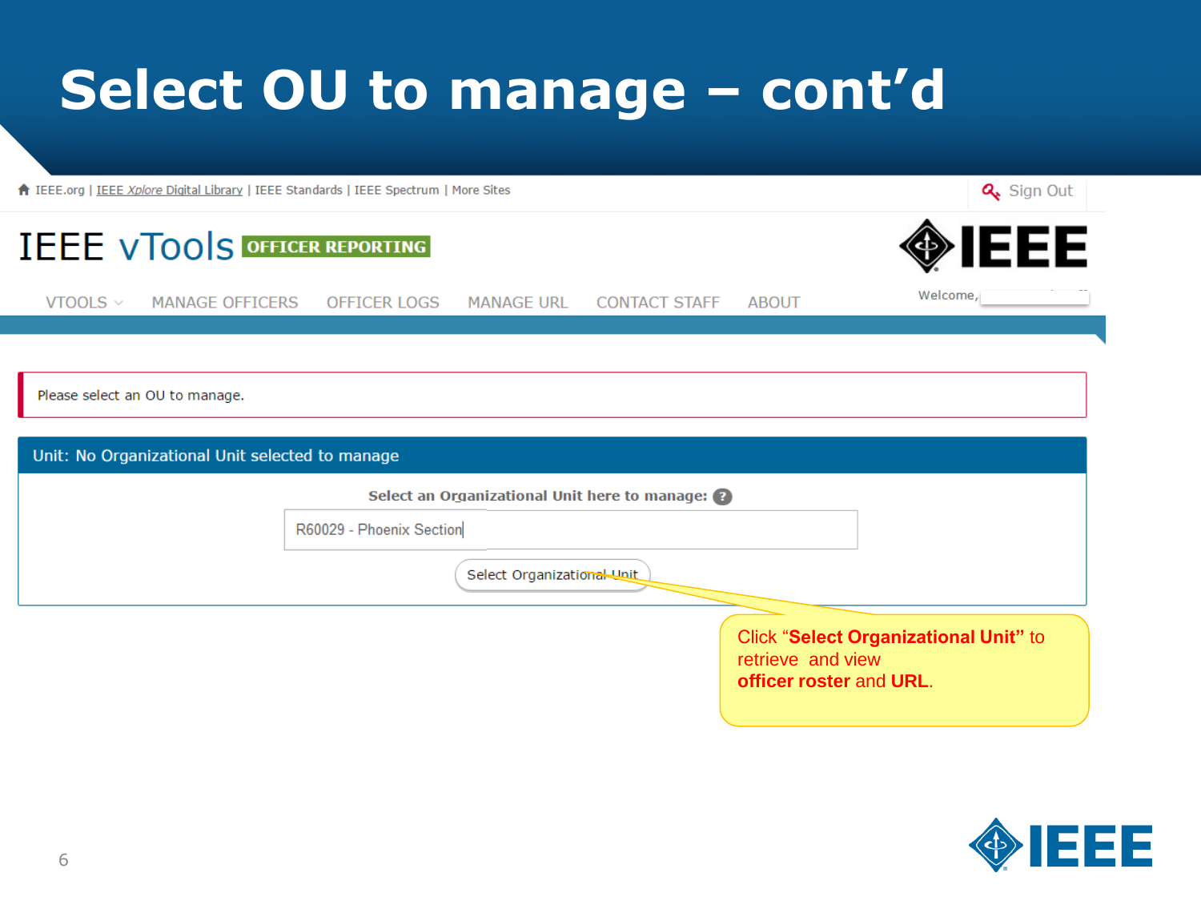# Select OU to manage – cont'd

IEEE.org | IEEE Xplore Digital Library | IEEE Standards | IEEE Spectrum | More Sites

Sign Out

IEEE vTools OFFICER REPORTING

IEEE

VTOOLS MANAGE OFFICERS OFFICER LOGS MANAGE URL CONTACT STAFF ABOUT

Welcome,

Please select an OU to manage.

Unit: No Organizational Unit selected to manage

Select an Organizational Unit here to manage:

R60029 - Phoenix Section

Select Organizational Unit

Click "**Select Organizational Unit**" to retrieve and view **officer roster** and **URL**.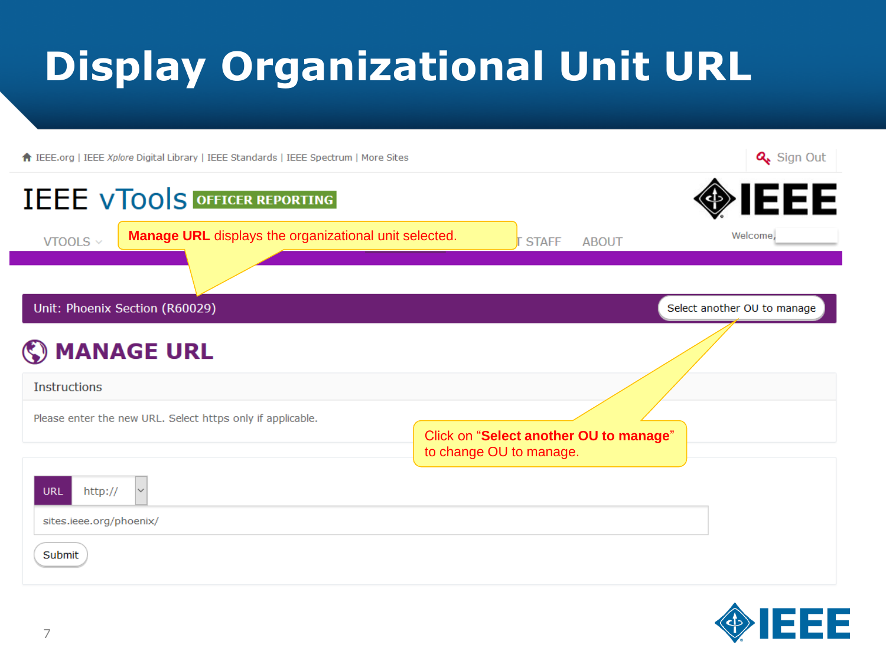# Display Organizational Unit URL

IEEE.org | IEEE *Xplore* Digital Library | IEEE Standards | IEEE Spectrum | More Sites

Sign Out

IEEE vTools **OFFICER REPORTING**

VTOOLS | STAFF | ABOUT

Welcome,

**Manage URL** displays the organizational unit selected.

Unit: Phoenix Section (R60029)

Select another OU to manage

## MANAGE URL

Instructions

Please enter the new URL. Select https only if applicable.

Click on "**Select another OU to manage**" to change OU to manage.

URL http://

sites.ieee.org/phoenix/

Submit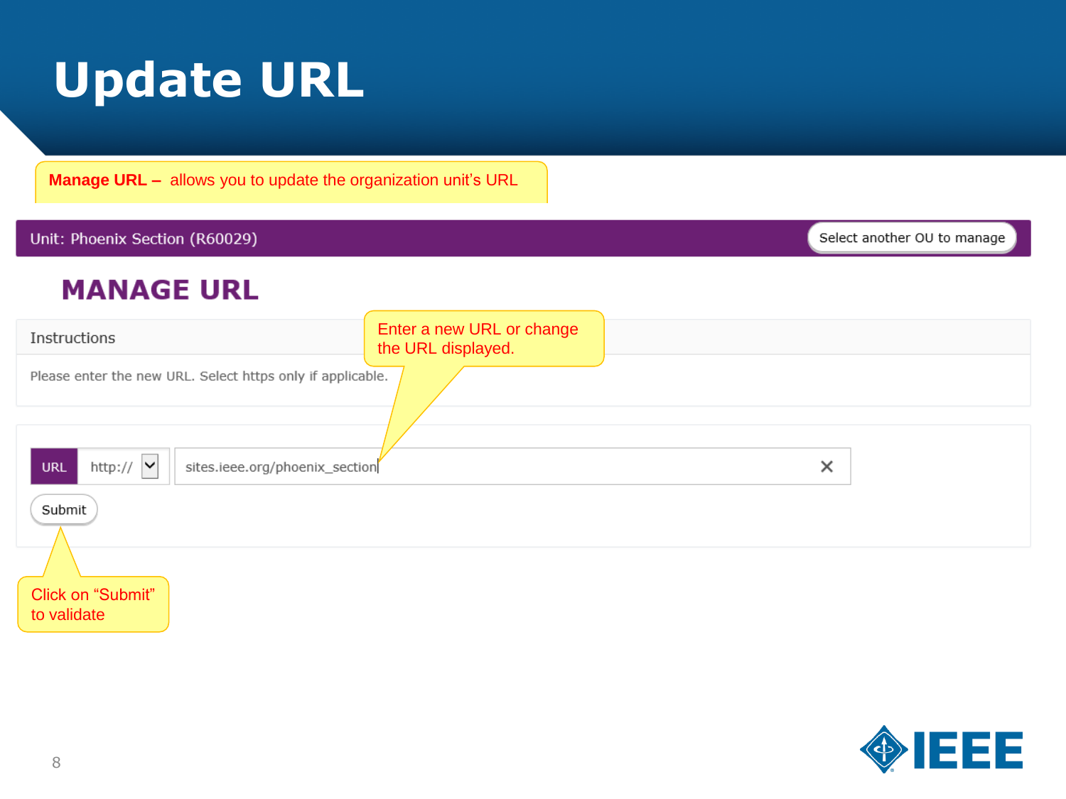# Update URL

**Manage URL –** allows you to update the organization unit's URL

Unit: Phoenix Section (R60029)

Select another OU to manage

## MANAGE URL

Instructions

Please enter the new URL. Select https only if applicable.

Enter a new URL or change the URL displayed.

URL http:// sites.ieee.org/phoenix_section

Submit

Click on "Submit" to validate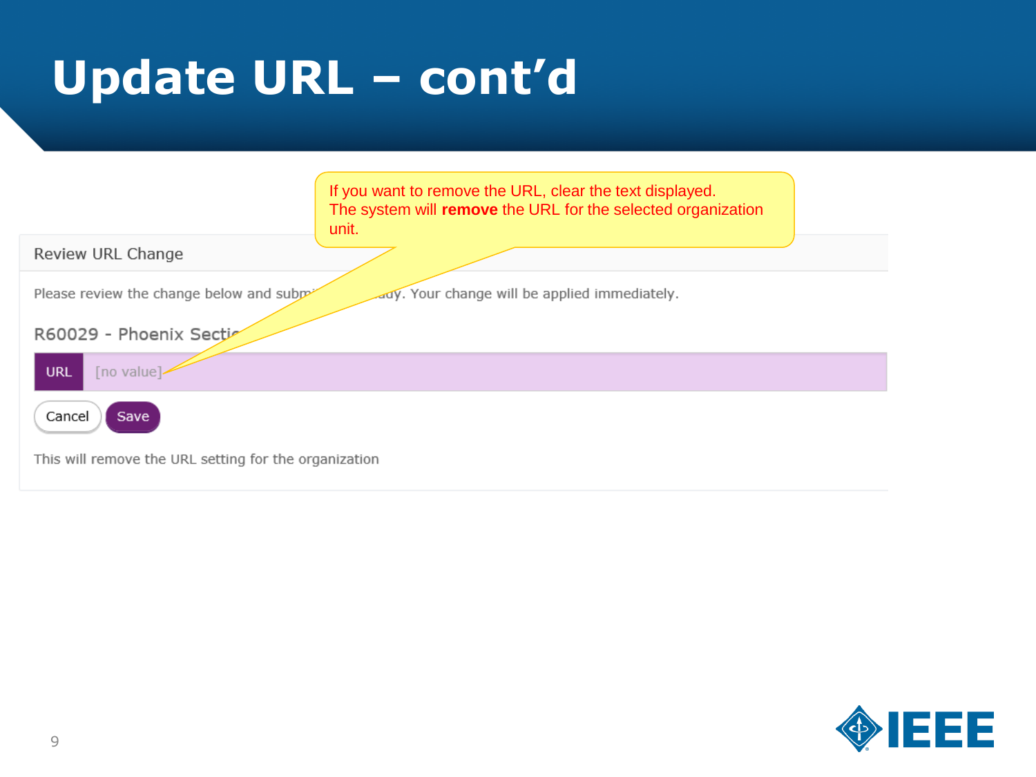# Update URL – cont'd

If you want to remove the URL, clear the text displayed.
The system will **remove** the URL for the selected organization unit.

Review URL Change

Please review the change below and submi... ...ady. Your change will be applied immediately.

R60029 - Phoenix Secti...

URL [no value]

Cancel Save

This will remove the URL setting for the organization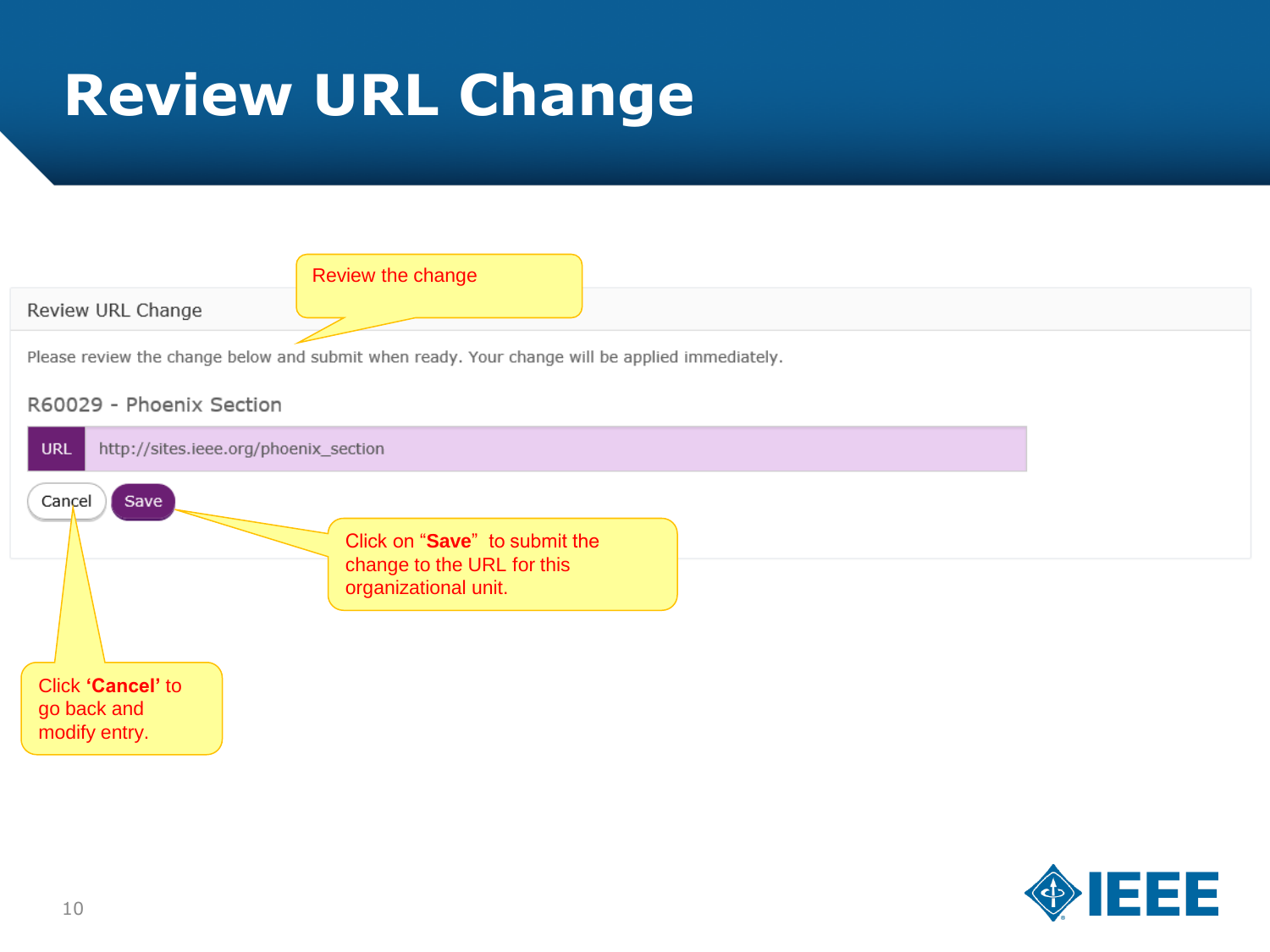# Review URL Change

Review the change

Review URL Change

Please review the change below and submit when ready. Your change will be applied immediately.

R60029 - Phoenix Section

| | |
|---|---|
| URL | http://sites.ieee.org/phoenix_section |

Cancel Save

Click on "**Save**" to submit the change to the URL for this organizational unit.

Click '**Cancel**' to go back and modify entry.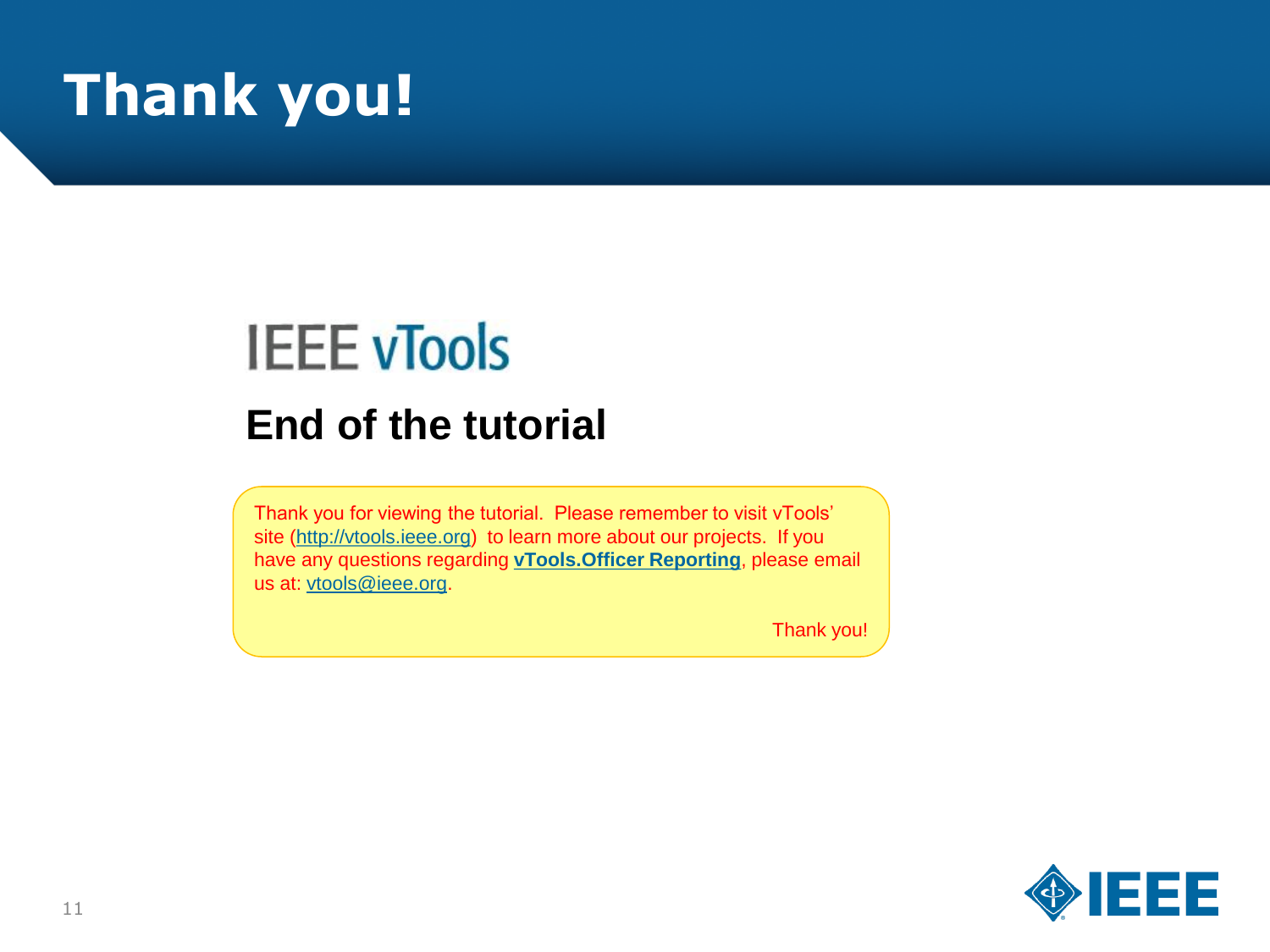# Thank you!

IEEE vTools

## End of the tutorial

Thank you for viewing the tutorial. Please remember to visit vTools' site (http://vtools.ieee.org) to learn more about our projects. If you have any questions regarding **vTools.Officer Reporting**, please email us at: vtools@ieee.org.

Thank you!